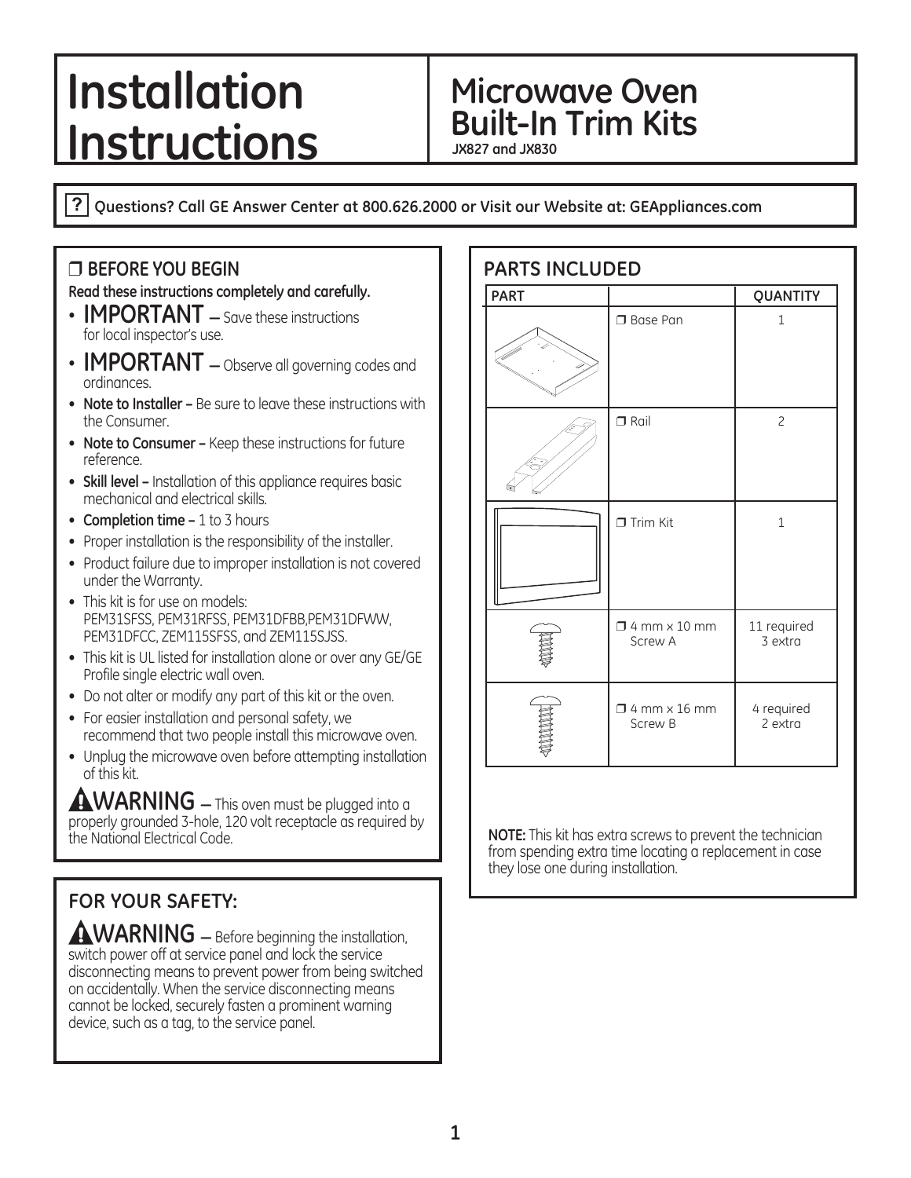# Installation Instructions

## Microwave Oven Built-In Trim Kits

**JX827 and JX830**

**Questions? Call GE Answer Center at 800.626.2000 or Visit our Website at: GEAppliances.com**

### ❒ BEFORE YOU BEGIN

**Read these instructions completely and carefully.**

- **IMPORTANT —** Save these instructions for local inspector's use.
- **IMPORTANT —** Observe all governing codes and ordinances.
- **Note to Installer –** Be sure to leave these instructions with the Consumer.
- **Note to Consumer –** Keep these instructions for future reference.
- **Skill level –** Installation of this appliance requires basic mechanical and electrical skills.
- **Completion time –** 1 to 3 hours
- Proper installation is the responsibility of the installer.
- Product failure due to improper installation is not covered under the Warranty.
- This kit is for use on models: PEM31SFSS, PEM31RFSS, PEM31DFBB,PEM31DFWW, PEM31DFCC, ZEM115SFSS, and ZEM115SJSS.
- This kit is UL listed for installation alone or over any GE/GE Profile single electric wall oven.
- Do not alter or modify any part of this kit or the oven.
- For easier installation and personal safety, we recommend that two people install this microwave oven.
- Unplug the microwave oven before attempting installation of this kit.

**WARNING —** This oven must be plugged into a properly grounded 3-hole, 120 volt receptacle as required by the National Electrical Code.

### FOR YOUR SAFETY:

**WARNING —** Before beginning the installation, switch power off at service panel and lock the service disconnecting means to prevent power from being switched on accidentally. When the service disconnecting means cannot be locked, securely fasten a prominent warning device, such as a tag, to the service panel.

### PARTS INCLUDED

| PART | | QUANTITY |
|---|---|---|
| | ❒ Base Pan | 1 |
| | ❒ Rail | 2 |
| | ❒ Trim Kit | 1 |
| | ❒ 4 mm x 10 mm Screw A | 11 required 3 extra |
| | ❒ 4 mm x 16 mm Screw B | 4 required 2 extra |

**NOTE:** This kit has extra screws to prevent the technician from spending extra time locating a replacement in case they lose one during installation.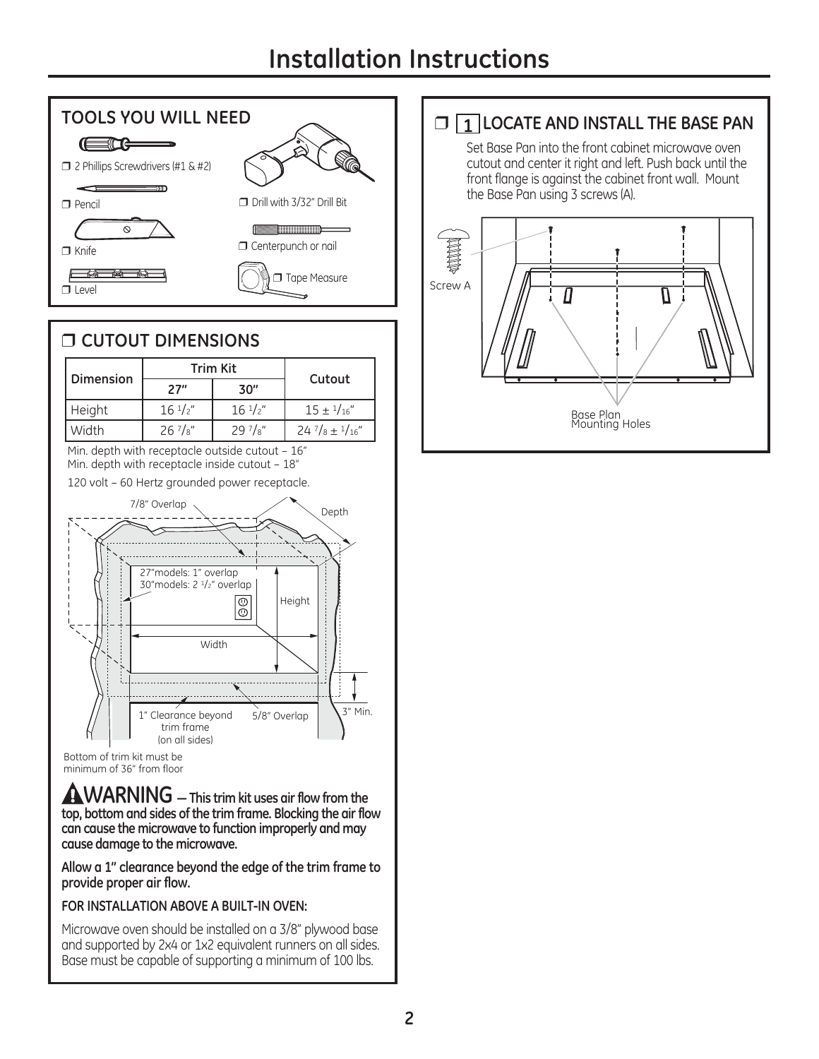# Installation Instructions

## TOOLS YOU WILL NEED

- ❒ 2 Phillips Screwdrivers (#1 & #2)
- ❒ Pencil
- ❒ Knife
- ❒ Level
- ❒ Drill with 3/32" Drill Bit
- ❒ Centerpunch or nail
- ❒ Tape Measure

## ❒ CUTOUT DIMENSIONS

| Dimension | Trim Kit | | Cutout |
|---|---|---|---|
| | 27" | 30" | |
| Height | 16 1/2" | 16 1/2" | 15 ± 1/16" |
| Width | 26 7/8" | 29 7/8" | 24 7/8 ± 1/16" |

Min. depth with receptacle outside cutout – 16"
Min. depth with receptacle inside cutout – 18"

120 volt – 60 Hertz grounded power receptacle.

7/8" Overlap

Depth

27"models: 1" overlap
30"models: 2 1/2" overlap

Height

Width

1" Clearance beyond trim frame (on all sides)

5/8" Overlap

3" Min.

Bottom of trim kit must be minimum of 36" from floor

**⚠WARNING — This trim kit uses air flow from the top, bottom and sides of the trim frame. Blocking the air flow can cause the microwave to function improperly and may cause damage to the microwave.**

**Allow a 1" clearance beyond the edge of the trim frame to provide proper air flow.**

**FOR INSTALLATION ABOVE A BUILT-IN OVEN:**

Microwave oven should be installed on a 3/8" plywood base and supported by 2x4 or 1x2 equivalent runners on all sides. Base must be capable of supporting a minimum of 100 lbs.

## ❒ 1 LOCATE AND INSTALL THE BASE PAN

Set Base Pan into the front cabinet microwave oven cutout and center it right and left. Push back until the front flange is against the cabinet front wall. Mount the Base Pan using 3 screws (A).

Screw A

Base Plan Mounting Holes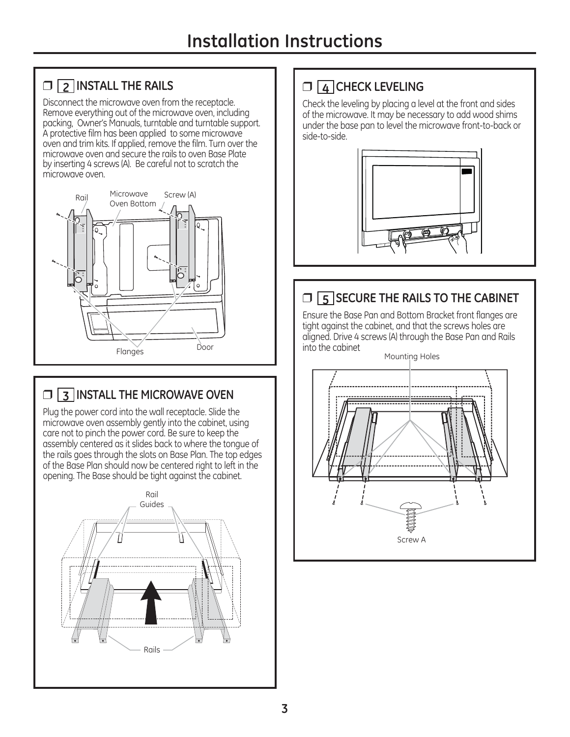# Installation Instructions

## ❐ 2 INSTALL THE RAILS

Disconnect the microwave oven from the receptacle. Remove everything out of the microwave oven, including packing, Owner's Manuals, turntable and turntable support. A protective film has been applied to some microwave oven and trim kits. If applied, remove the film. Turn over the microwave oven and secure the rails to oven Base Plate by inserting 4 screws (A). Be careful not to scratch the microwave oven.

Rail
Microwave Oven Bottom
Screw (A)
Flanges
Door

## ❐ 3 INSTALL THE MICROWAVE OVEN

Plug the power cord into the wall receptacle. Slide the microwave oven assembly gently into the cabinet, using care not to pinch the power cord. Be sure to keep the assembly centered as it slides back to where the tongue of the rails goes through the slots on Base Plan. The top edges of the Base Plan should now be centered right to left in the opening. The Base should be tight against the cabinet.

Rail Guides
Rails

## ❐ 4 CHECK LEVELING

Check the leveling by placing a level at the front and sides of the microwave. It may be necessary to add wood shims under the base pan to level the microwave front-to-back or side-to-side.

## ❐ 5 SECURE THE RAILS TO THE CABINET

Ensure the Base Pan and Bottom Bracket front flanges are tight against the cabinet, and that the screws holes are aligned. Drive 4 screws (A) through the Base Pan and Rails into the cabinet

Mounting Holes
Screw A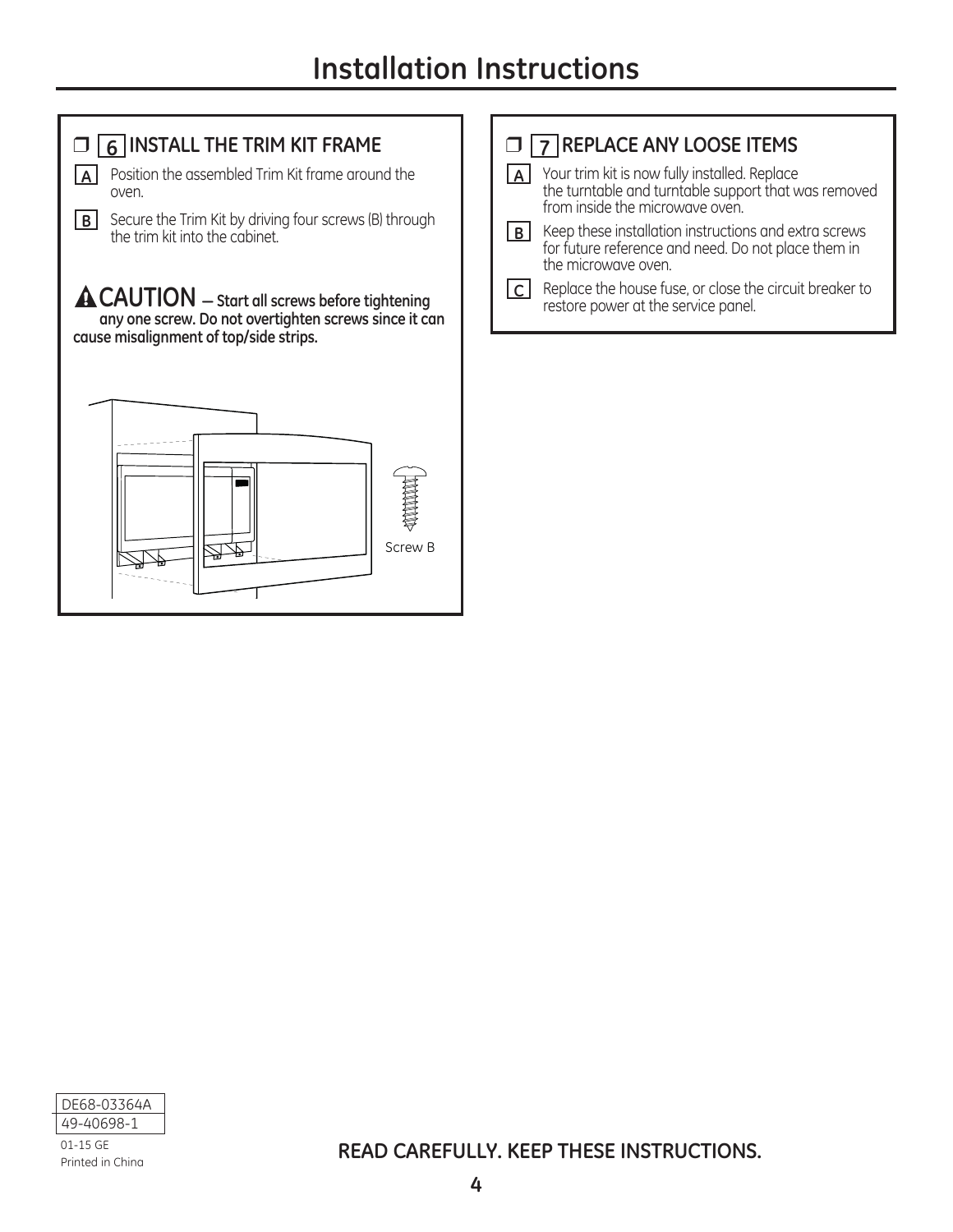# Installation Instructions

## ❒ 6 INSTALL THE TRIM KIT FRAME

**A** Position the assembled Trim Kit frame around the oven.

**B** Secure the Trim Kit by driving four screws (B) through the trim kit into the cabinet.

**⚠ CAUTION — Start all screws before tightening any one screw. Do not overtighten screws since it can cause misalignment of top/side strips.**

Screw B

## ❒ 7 REPLACE ANY LOOSE ITEMS

**A** Your trim kit is now fully installed. Replace the turntable and turntable support that was removed from inside the microwave oven.

**B** Keep these installation instructions and extra screws for future reference and need. Do not place them in the microwave oven.

**C** Replace the house fuse, or close the circuit breaker to restore power at the service panel.

DE68-03364A
49-40698-1
01-15 GE
Printed in China

**READ CAREFULLY. KEEP THESE INSTRUCTIONS.**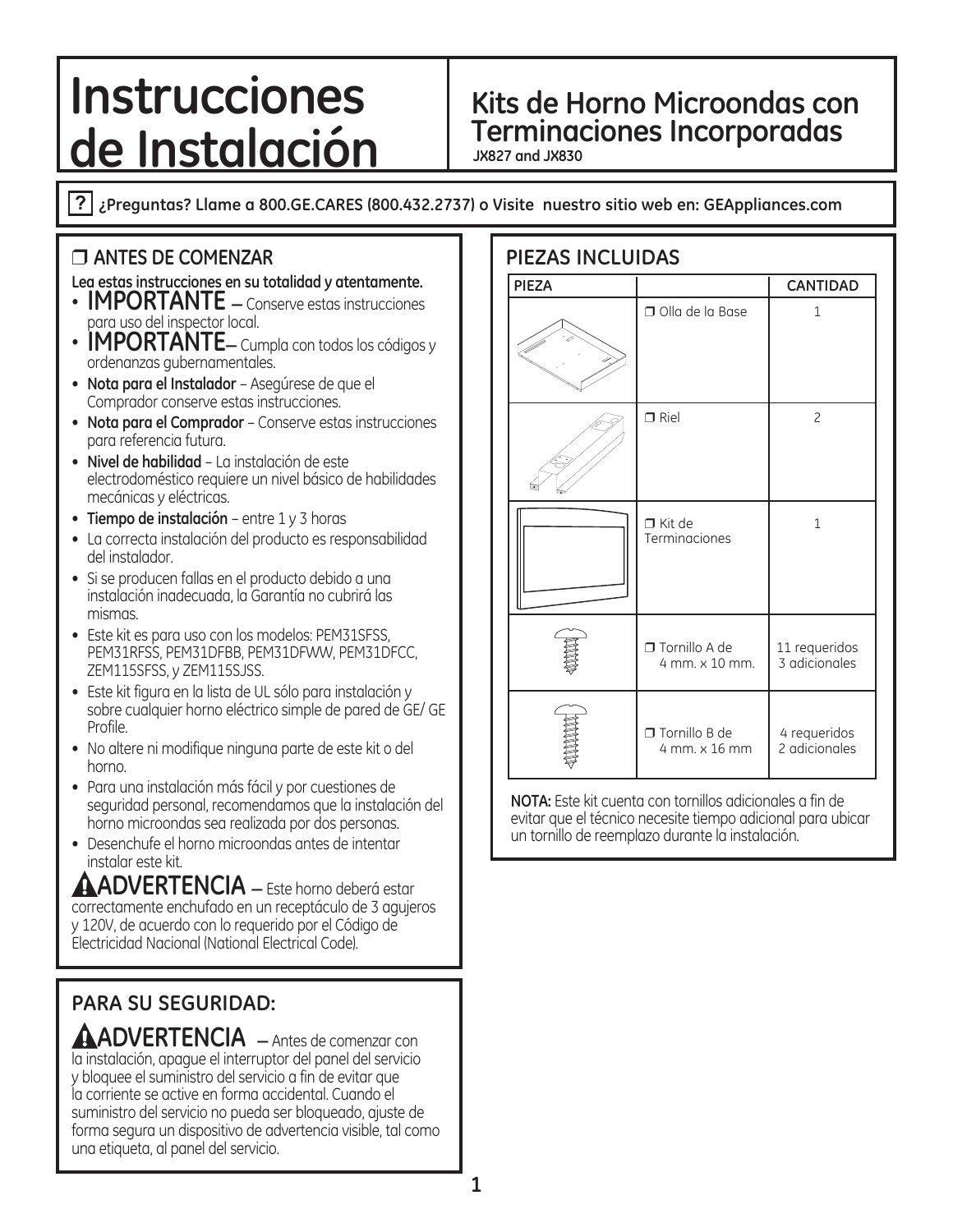# Instrucciones de Instalación

## Kits de Horno Microondas con Terminaciones Incorporadas

**JX827 and JX830**

**?** **¿Preguntas? Llame a 800.GE.CARES (800.432.2737) o Visite nuestro sitio web en: GEAppliances.com**

### ❒ ANTES DE COMENZAR

**Lea estas instrucciones en su totalidad y atentamente.**

- **IMPORTANTE** — Conserve estas instrucciones para uso del inspector local.
- **IMPORTANTE**— Cumpla con todos los códigos y ordenanzas gubernamentales.
- **Nota para el Instalador** – Asegúrese de que el Comprador conserve estas instrucciones.
- **Nota para el Comprador** – Conserve estas instrucciones para referencia futura.
- **Nivel de habilidad** – La instalación de este electrodoméstico requiere un nivel básico de habilidades mecánicas y eléctricas.
- **Tiempo de instalación** – entre 1 y 3 horas
- La correcta instalación del producto es responsabilidad del instalador.
- Si se producen fallas en el producto debido a una instalación inadecuada, la Garantía no cubrirá las mismas.
- Este kit es para uso con los modelos: PEM31SFSS, PEM31RFSS, PEM31DFBB, PEM31DFWW, PEM31DFCC, ZEM115SFSS, y ZEM115SJSS.
- Este kit figura en la lista de UL sólo para instalación y sobre cualquier horno eléctrico simple de pared de GE/ GE Profile.
- No altere ni modifique ninguna parte de este kit o del horno.
- Para una instalación más fácil y por cuestiones de seguridad personal, recomendamos que la instalación del horno microondas sea realizada por dos personas.
- Desenchufe el horno microondas antes de intentar instalar este kit.

**⚠ADVERTENCIA** — Este horno deberá estar correctamente enchufado en un receptáculo de 3 agujeros y 120V, de acuerdo con lo requerido por el Código de Electricidad Nacional (National Electrical Code).

### PARA SU SEGURIDAD:

**⚠ADVERTENCIA** — Antes de comenzar con la instalación, apague el interruptor del panel del servicio y bloquee el suministro del servicio a fin de evitar que la corriente se active en forma accidental. Cuando el suministro del servicio no pueda ser bloqueado, ajuste de forma segura un dispositivo de advertencia visible, tal como una etiqueta, al panel del servicio.

### PIEZAS INCLUIDAS

| PIEZA | | CANTIDAD |
|---|---|---|
| | ❒ Olla de la Base | 1 |
| | ❒ Riel | 2 |
| | ❒ Kit de Terminaciones | 1 |
| | ❒ Tornillo A de 4 mm. x 10 mm. | 11 requeridos 3 adicionales |
| | ❒ Tornillo B de 4 mm. x 16 mm | 4 requeridos 2 adicionales |

**NOTA:** Este kit cuenta con tornillos adicionales a fin de evitar que el técnico necesite tiempo adicional para ubicar un tornillo de reemplazo durante la instalación.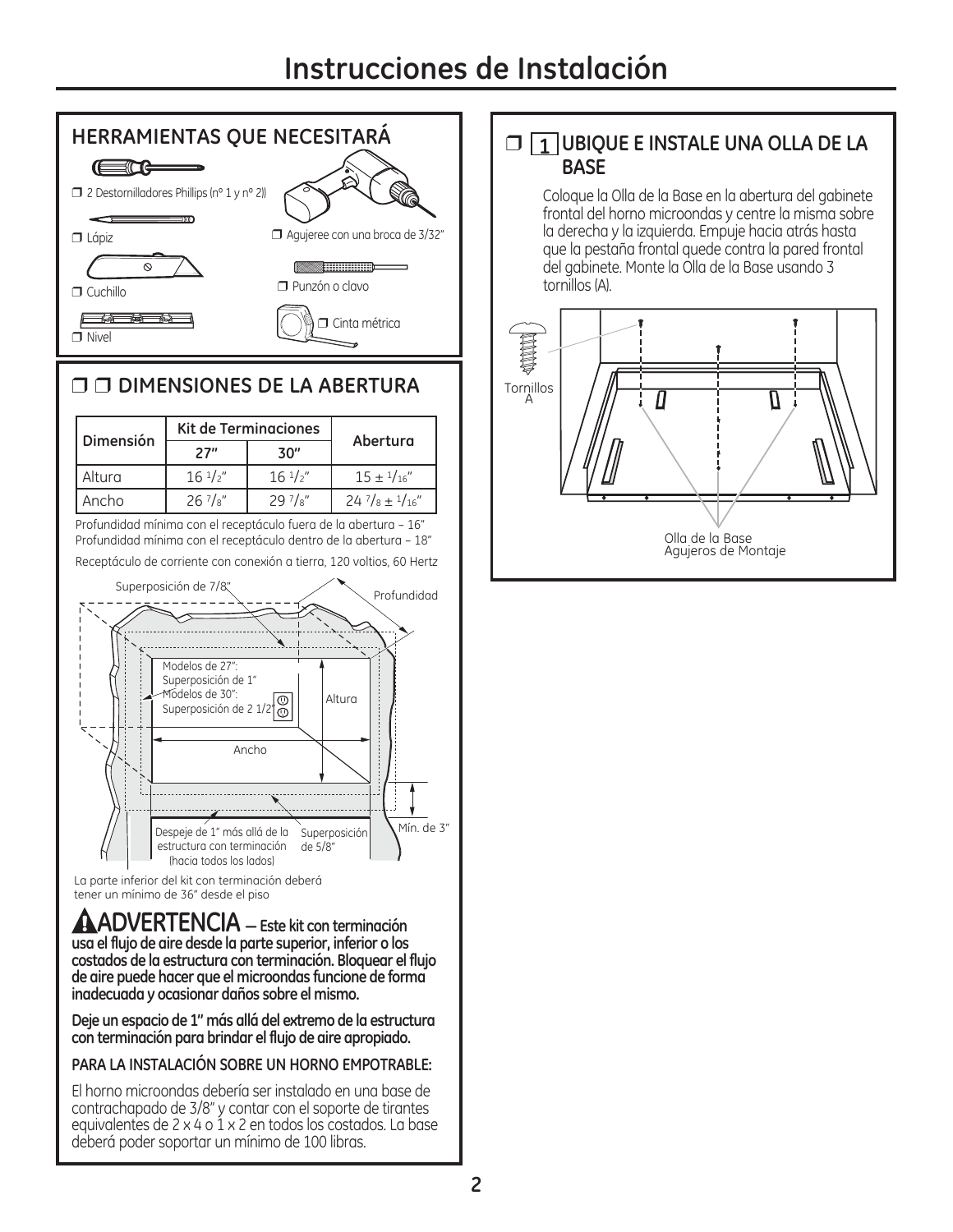# Instrucciones de Instalación

## HERRAMIENTAS QUE NECESITARÁ

- ❒ 2 Destornilladores Phillips (nº 1 y nº 2))
- ❒ Lápiz
- ❒ Cuchillo
- ❒ Nivel
- ❒ Agujeree con una broca de 3/32"
- ❒ Punzón o clavo
- ❒ Cinta métrica

## ❒ ❒ DIMENSIONES DE LA ABERTURA

| Dimensión | Kit de Terminaciones | | Abertura |
|---|---|---|---|
| | 27" | 30" | |
| Altura | 16 1/2" | 16 1/2" | 15 ± 1/16" |
| Ancho | 26 7/8" | 29 7/8" | 24 7/8 ± 1/16" |

Profundidad mínima con el receptáculo fuera de la abertura – 16"
Profundidad mínima con el receptáculo dentro de la abertura – 18"

Receptáculo de corriente con conexión a tierra, 120 voltios, 60 Hertz

Superposición de 7/8"
Profundidad
Modelos de 27": Superposición de 1"
Modelos de 30": Superposición de 2 1/2"
Altura
Ancho
Mín. de 3"
Despeje de 1" más allá de la estructura con terminación (hacia todos los lados)
Superposición de 5/8"

La parte inferior del kit con terminación deberá tener un mínimo de 36" desde el piso

**⚠ADVERTENCIA — Este kit con terminación usa el flujo de aire desde la parte superior, inferior o los costados de la estructura con terminación. Bloquear el flujo de aire puede hacer que el microondas funcione de forma inadecuada y ocasionar daños sobre el mismo.**

**Deje un espacio de 1" más allá del extremo de la estructura con terminación para brindar el flujo de aire apropiado.**

**PARA LA INSTALACIÓN SOBRE UN HORNO EMPOTRABLE:**

El horno microondas debería ser instalado en una base de contrachapado de 3/8" y contar con el soporte de tirantes equivalentes de 2 x 4 o 1 x 2 en todos los costados. La base deberá poder soportar un mínimo de 100 libras.

## ❒ 1 UBIQUE E INSTALE UNA OLLA DE LA BASE

Coloque la Olla de la Base en la abertura del gabinete frontal del horno microondas y centre la misma sobre la derecha y la izquierda. Empuje hacia atrás hasta que la pestaña frontal quede contra la pared frontal del gabinete. Monte la Olla de la Base usando 3 tornillos (A).

Tornillos A

Olla de la Base
Agujeros de Montaje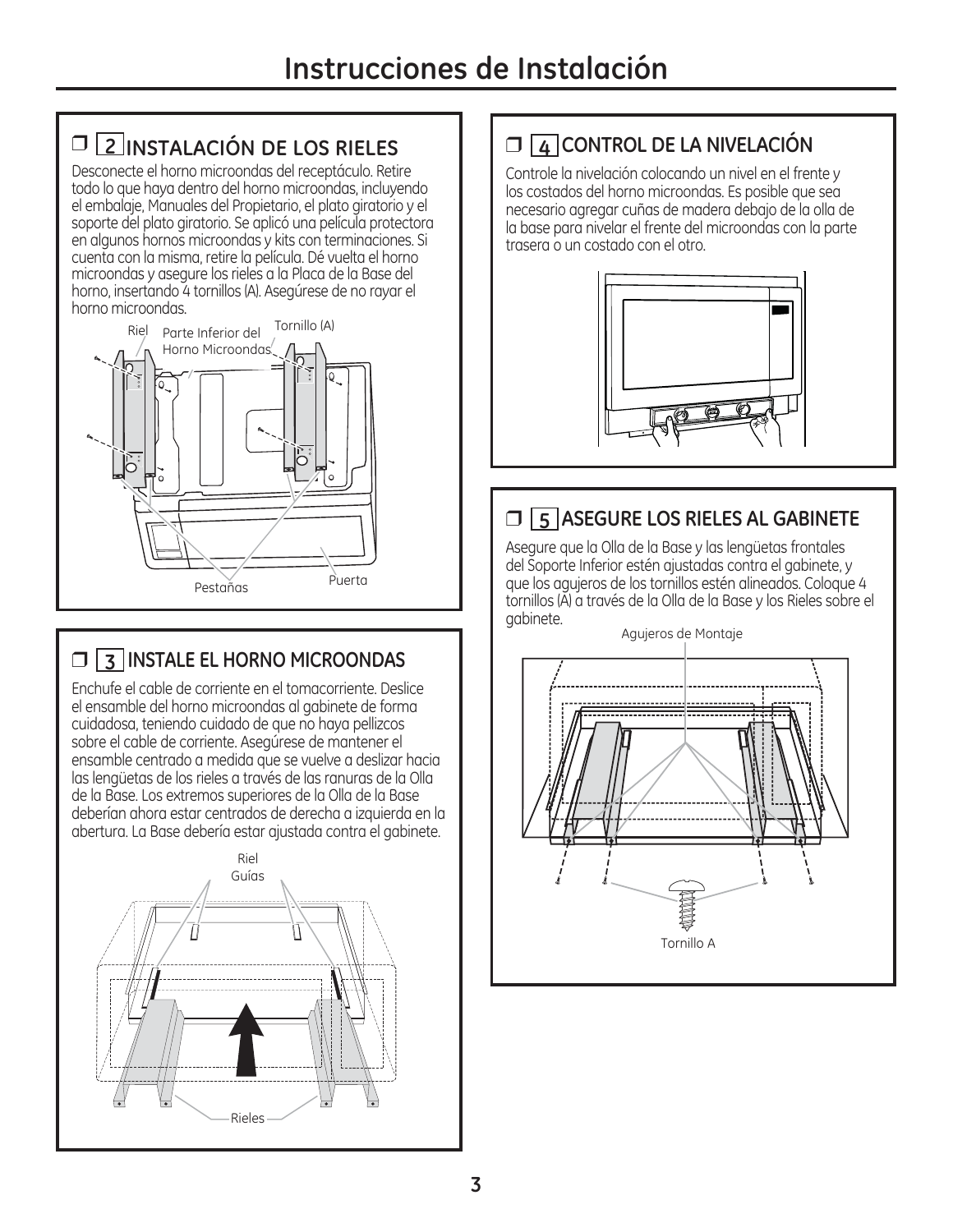# Instrucciones de Instalación

## ❒ 2 INSTALACIÓN DE LOS RIELES

Desconecte el horno microondas del receptáculo. Retire todo lo que haya dentro del horno microondas, incluyendo el embalaje, Manuales del Propietario, el plato giratorio y el soporte del plato giratorio. Se aplicó una película protectora en algunos hornos microondas y kits con terminaciones. Si cuenta con la misma, retire la película. Dé vuelta el horno microondas y asegure los rieles a la Placa de la Base del horno, insertando 4 tornillos (A). Asegúrese de no rayar el horno microondas.

Riel — Parte Inferior del Horno Microondas — Tornillo (A) — Pestañas — Puerta

## ❒ 3 INSTALE EL HORNO MICROONDAS

Enchufe el cable de corriente en el tomacorriente. Deslice el ensamble del horno microondas al gabinete de forma cuidadosa, teniendo cuidado de que no haya pellizcos sobre el cable de corriente. Asegúrese de mantener el ensamble centrado a medida que se vuelve a deslizar hacia las lengüetas de los rieles a través de las ranuras de la Olla de la Base. Los extremos superiores de la Olla de la Base deberían ahora estar centrados de derecha a izquierda en la abertura. La Base debería estar ajustada contra el gabinete.

Riel Guías — Rieles

## ❒ 4 CONTROL DE LA NIVELACIÓN

Controle la nivelación colocando un nivel en el frente y los costados del horno microondas. Es posible que sea necesario agregar cuñas de madera debajo de la olla de la base para nivelar el frente del microondas con la parte trasera o un costado con el otro.

## ❒ 5 ASEGURE LOS RIELES AL GABINETE

Asegure que la Olla de la Base y las lengüetas frontales del Soporte Inferior estén ajustadas contra el gabinete, y que los agujeros de los tornillos estén alineados. Coloque 4 tornillos (A) a través de la Olla de la Base y los Rieles sobre el gabinete.

Agujeros de Montaje — Tornillo A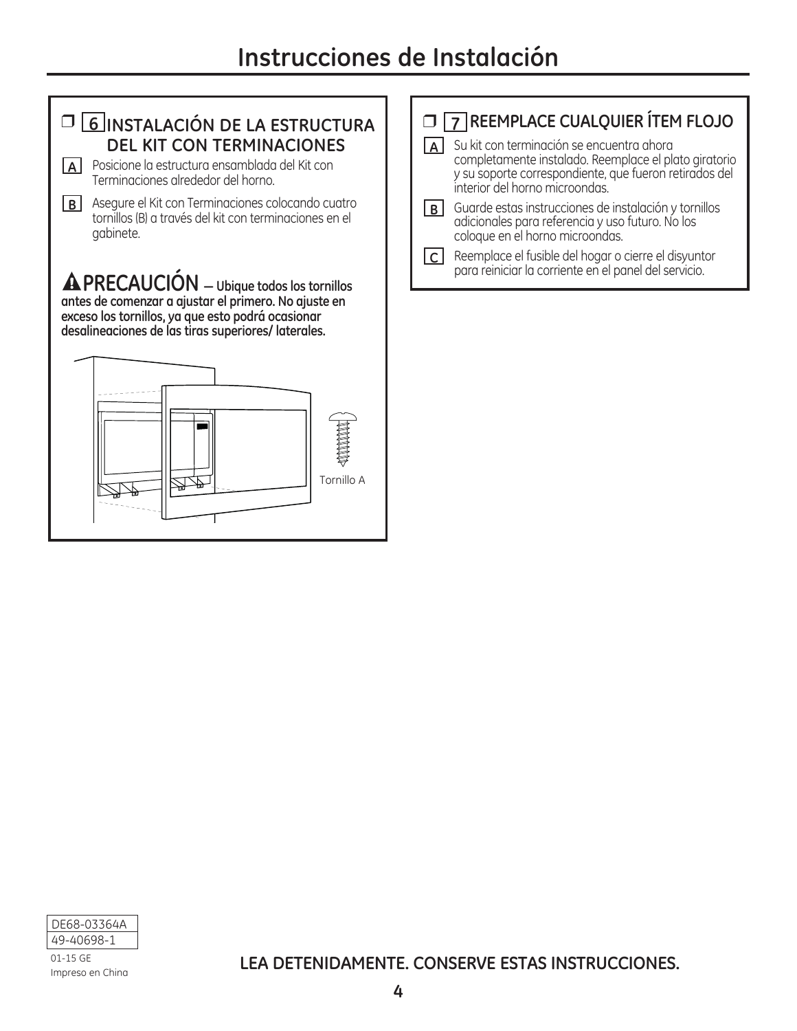# Instrucciones de Instalación

## ❒ 6 INSTALACIÓN DE LA ESTRUCTURA DEL KIT CON TERMINACIONES

**A** Posicione la estructura ensamblada del Kit con Terminaciones alrededor del horno.

**B** Asegure el Kit con Terminaciones colocando cuatro tornillos (B) a través del kit con terminaciones en el gabinete.

**⚠PRECAUCIÓN — Ubique todos los tornillos antes de comenzar a ajustar el primero. No ajuste en exceso los tornillos, ya que esto podrá ocasionar desalineaciones de las tiras superiores/ laterales.**

Tornillo A

## ❒ 7 REEMPLACE CUALQUIER ÍTEM FLOJO

**A** Su kit con terminación se encuentra ahora completamente instalado. Reemplace el plato giratorio y su soporte correspondiente, que fueron retirados del interior del horno microondas.

**B** Guarde estas instrucciones de instalación y tornillos adicionales para referencia y uso futuro. No los coloque en el horno microondas.

**C** Reemplace el fusible del hogar o cierre el disyuntor para reiniciar la corriente en el panel del servicio.

DE68-03364A
49-40698-1

01-15 GE
Impreso en China

**LEA DETENIDAMENTE. CONSERVE ESTAS INSTRUCCIONES.**